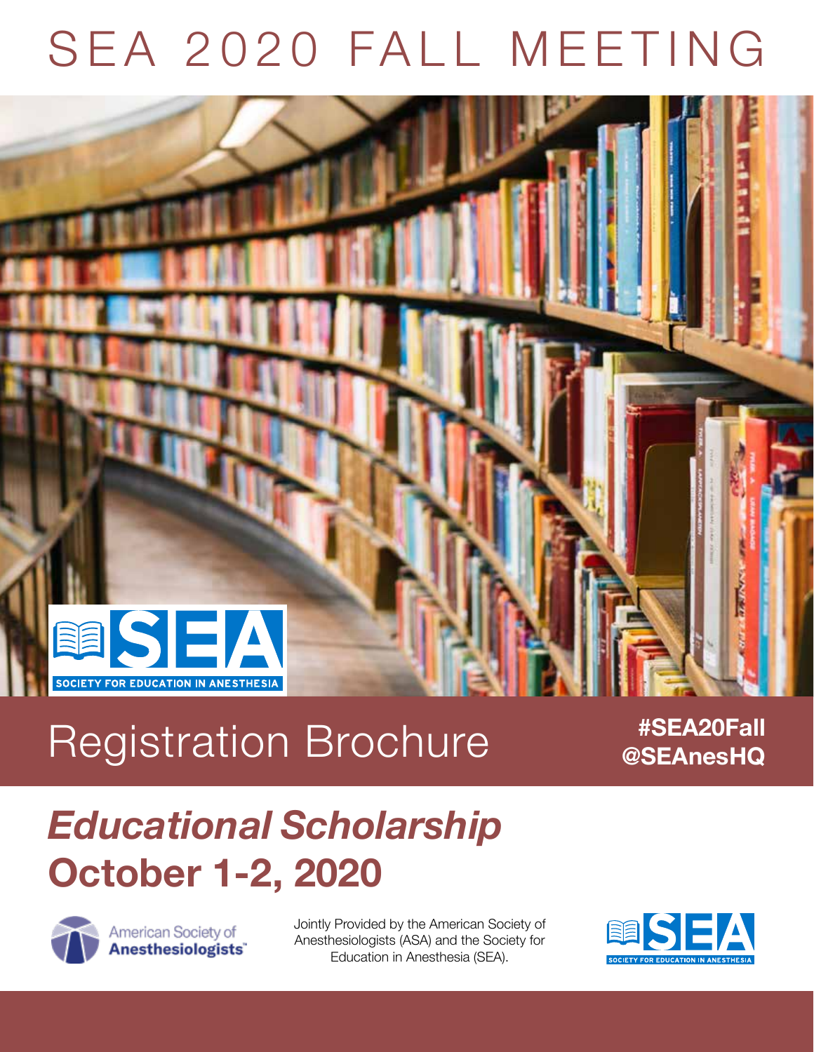# SEA 2020 FALL MEETING

SOCIETY FOR EDUCATION IN ANESTHESIA

## Registration Brochure

**#SEA20Fall**
**@SEAnesHQ**

## *Educational Scholarship*
## October 1-2, 2020

American Society of **Anesthesiologists**

Jointly Provided by the American Society of Anesthesiologists (ASA) and the Society for Education in Anesthesia (SEA).

SOCIETY FOR EDUCATION IN ANESTHESIA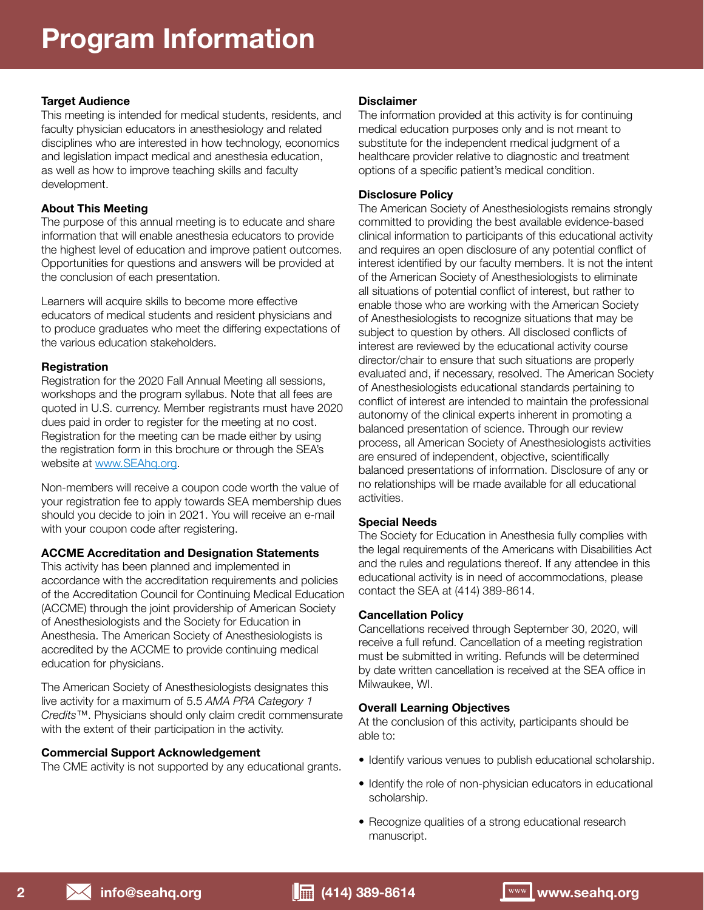# Program Information

### Target Audience

This meeting is intended for medical students, residents, and faculty physician educators in anesthesiology and related disciplines who are interested in how technology, economics and legislation impact medical and anesthesia education, as well as how to improve teaching skills and faculty development.

### About This Meeting

The purpose of this annual meeting is to educate and share information that will enable anesthesia educators to provide the highest level of education and improve patient outcomes. Opportunities for questions and answers will be provided at the conclusion of each presentation.

Learners will acquire skills to become more effective educators of medical students and resident physicians and to produce graduates who meet the differing expectations of the various education stakeholders.

### Registration

Registration for the 2020 Fall Annual Meeting all sessions, workshops and the program syllabus. Note that all fees are quoted in U.S. currency. Member registrants must have 2020 dues paid in order to register for the meeting at no cost. Registration for the meeting can be made either by using the registration form in this brochure or through the SEA's website at www.SEAhq.org.

Non-members will receive a coupon code worth the value of your registration fee to apply towards SEA membership dues should you decide to join in 2021. You will receive an e-mail with your coupon code after registering.

### ACCME Accreditation and Designation Statements

This activity has been planned and implemented in accordance with the accreditation requirements and policies of the Accreditation Council for Continuing Medical Education (ACCME) through the joint providership of American Society of Anesthesiologists and the Society for Education in Anesthesia. The American Society of Anesthesiologists is accredited by the ACCME to provide continuing medical education for physicians.

The American Society of Anesthesiologists designates this live activity for a maximum of 5.5 *AMA PRA Category 1 Credits*™. Physicians should only claim credit commensurate with the extent of their participation in the activity.

### Commercial Support Acknowledgement

The CME activity is not supported by any educational grants.

### Disclaimer

The information provided at this activity is for continuing medical education purposes only and is not meant to substitute for the independent medical judgment of a healthcare provider relative to diagnostic and treatment options of a specific patient's medical condition.

### Disclosure Policy

The American Society of Anesthesiologists remains strongly committed to providing the best available evidence-based clinical information to participants of this educational activity and requires an open disclosure of any potential conflict of interest identified by our faculty members. It is not the intent of the American Society of Anesthesiologists to eliminate all situations of potential conflict of interest, but rather to enable those who are working with the American Society of Anesthesiologists to recognize situations that may be subject to question by others. All disclosed conflicts of interest are reviewed by the educational activity course director/chair to ensure that such situations are properly evaluated and, if necessary, resolved. The American Society of Anesthesiologists educational standards pertaining to conflict of interest are intended to maintain the professional autonomy of the clinical experts inherent in promoting a balanced presentation of science. Through our review process, all American Society of Anesthesiologists activities are ensured of independent, objective, scientifically balanced presentations of information. Disclosure of any or no relationships will be made available for all educational activities.

### Special Needs

The Society for Education in Anesthesia fully complies with the legal requirements of the Americans with Disabilities Act and the rules and regulations thereof. If any attendee in this educational activity is in need of accommodations, please contact the SEA at (414) 389-8614.

### Cancellation Policy

Cancellations received through September 30, 2020, will receive a full refund. Cancellation of a meeting registration must be submitted in writing. Refunds will be determined by date written cancellation is received at the SEA office in Milwaukee, WI.

### Overall Learning Objectives

At the conclusion of this activity, participants should be able to:

- Identify various venues to publish educational scholarship.
- Identify the role of non-physician educators in educational scholarship.
- Recognize qualities of a strong educational research manuscript.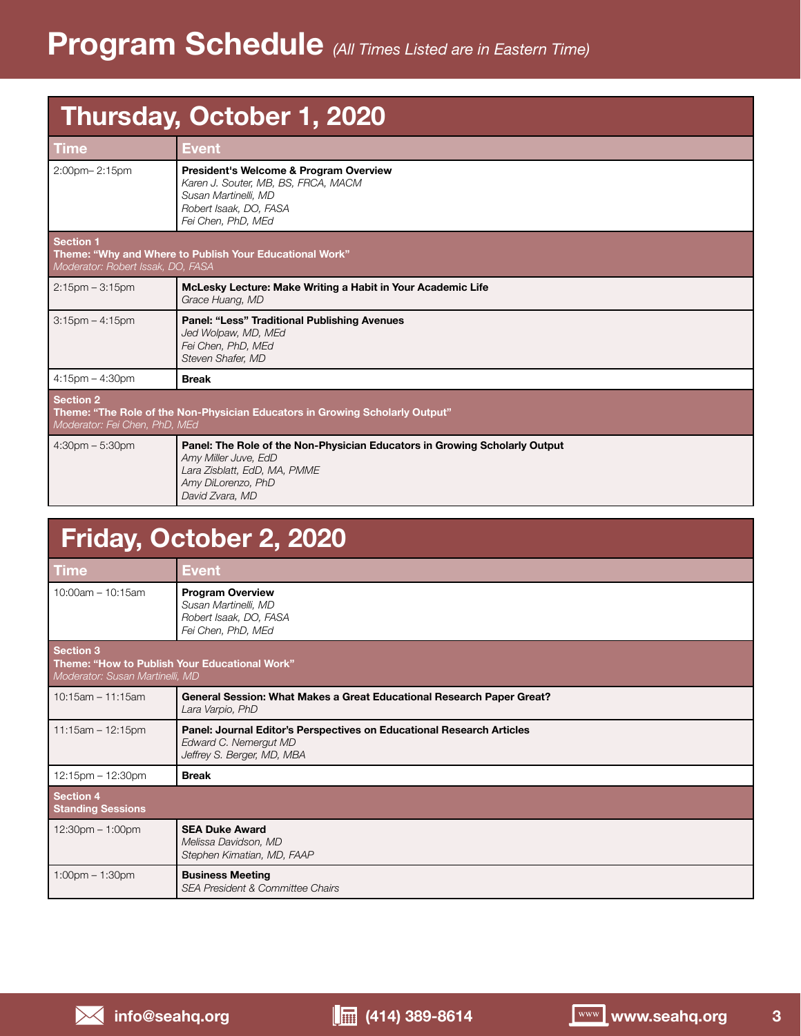# Program Schedule *(All Times Listed are in Eastern Time)*

## Thursday, October 1, 2020

| Time | Event |
|---|---|
| 2:00pm– 2:15pm | **President's Welcome & Program Overview**<br>*Karen J. Souter, MB, BS, FRCA, MACM*<br>*Susan Martinelli, MD*<br>*Robert Isaak, DO, FASA*<br>*Fei Chen, PhD, MEd* |
| **Section 1**<br>**Theme: "Why and Where to Publish Your Educational Work"**<br>*Moderator: Robert Issak, DO, FASA* | |
| 2:15pm – 3:15pm | **McLesky Lecture: Make Writing a Habit in Your Academic Life**<br>*Grace Huang, MD* |
| 3:15pm – 4:15pm | **Panel: "Less" Traditional Publishing Avenues**<br>*Jed Wolpaw, MD, MEd*<br>*Fei Chen, PhD, MEd*<br>*Steven Shafer, MD* |
| 4:15pm – 4:30pm | **Break** |
| **Section 2**<br>**Theme: "The Role of the Non-Physician Educators in Growing Scholarly Output"**<br>*Moderator: Fei Chen, PhD, MEd* | |
| 4:30pm – 5:30pm | **Panel: The Role of the Non-Physician Educators in Growing Scholarly Output**<br>*Amy Miller Juve, EdD*<br>*Lara Zisblatt, EdD, MA, PMME*<br>*Amy DiLorenzo, PhD*<br>*David Zvara, MD* |

## Friday, October 2, 2020

| Time | Event |
|---|---|
| 10:00am – 10:15am | **Program Overview**<br>*Susan Martinelli, MD*<br>*Robert Isaak, DO, FASA*<br>*Fei Chen, PhD, MEd* |
| **Section 3**<br>**Theme: "How to Publish Your Educational Work"**<br>*Moderator: Susan Martinelli, MD* | |
| 10:15am – 11:15am | **General Session: What Makes a Great Educational Research Paper Great?**<br>*Lara Varpio, PhD* |
| 11:15am – 12:15pm | **Panel: Journal Editor's Perspectives on Educational Research Articles**<br>*Edward C. Nemergut MD*<br>*Jeffrey S. Berger, MD, MBA* |
| 12:15pm – 12:30pm | **Break** |
| **Section 4**<br>**Standing Sessions** | |
| 12:30pm – 1:00pm | **SEA Duke Award**<br>*Melissa Davidson, MD*<br>*Stephen Kimatian, MD, FAAP* |
| 1:00pm – 1:30pm | **Business Meeting**<br>*SEA President & Committee Chairs* |

info@seahq.org (414) 389-8614 www.seahq.org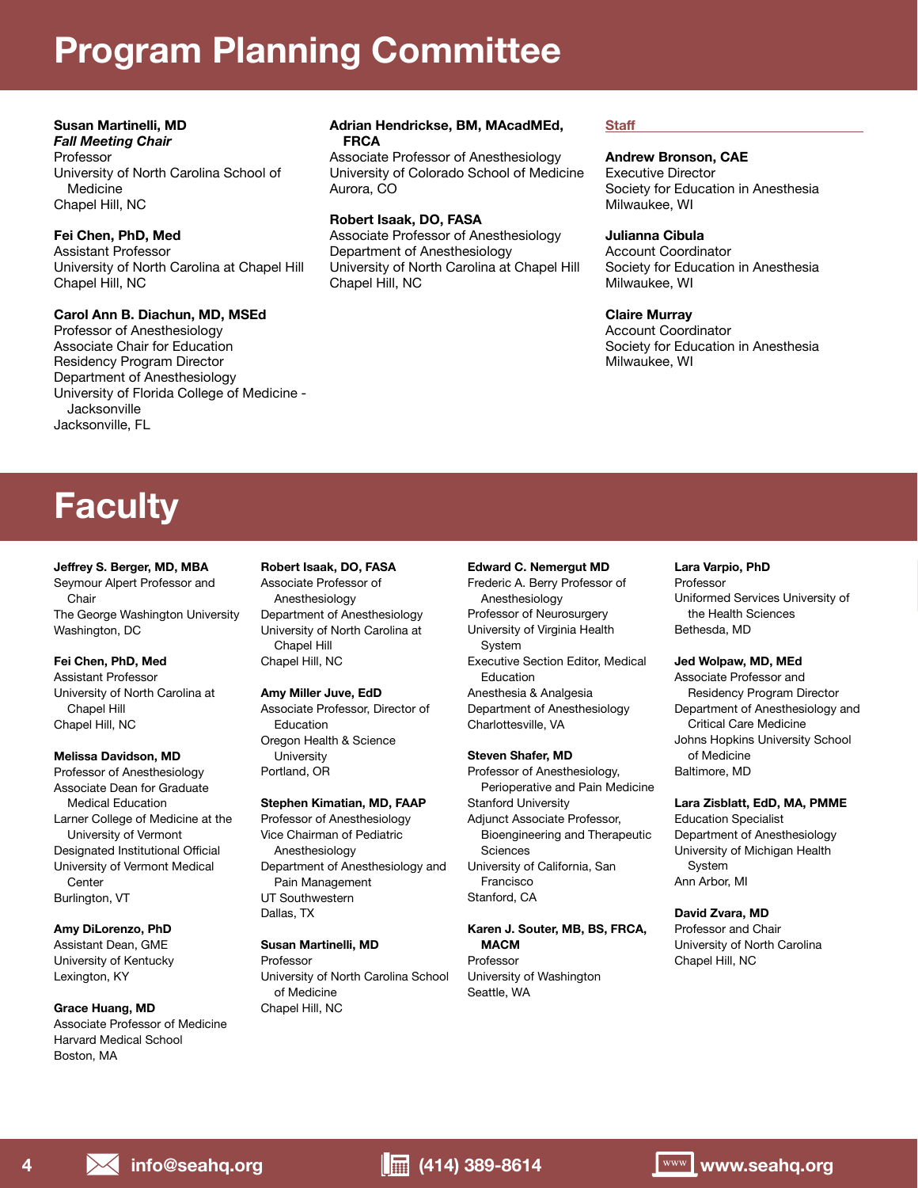# Program Planning Committee

**Susan Martinelli, MD**
***Fall Meeting Chair***
Professor
University of North Carolina School of Medicine
Chapel Hill, NC

**Fei Chen, PhD, Med**
Assistant Professor
University of North Carolina at Chapel Hill
Chapel Hill, NC

**Carol Ann B. Diachun, MD, MSEd**
Professor of Anesthesiology
Associate Chair for Education
Residency Program Director
Department of Anesthesiology
University of Florida College of Medicine - Jacksonville
Jacksonville, FL

**Adrian Hendrickse, BM, MAcadMEd, FRCA**
Associate Professor of Anesthesiology
University of Colorado School of Medicine
Aurora, CO

**Robert Isaak, DO, FASA**
Associate Professor of Anesthesiology
Department of Anesthesiology
University of North Carolina at Chapel Hill
Chapel Hill, NC

## Staff

**Andrew Bronson, CAE**
Executive Director
Society for Education in Anesthesia
Milwaukee, WI

**Julianna Cibula**
Account Coordinator
Society for Education in Anesthesia
Milwaukee, WI

**Claire Murray**
Account Coordinator
Society for Education in Anesthesia
Milwaukee, WI

# Faculty

**Jeffrey S. Berger, MD, MBA**
Seymour Alpert Professor and Chair
The George Washington University
Washington, DC

**Fei Chen, PhD, Med**
Assistant Professor
University of North Carolina at Chapel Hill
Chapel Hill, NC

**Melissa Davidson, MD**
Professor of Anesthesiology
Associate Dean for Graduate Medical Education
Larner College of Medicine at the University of Vermont
Designated Institutional Official
University of Vermont Medical Center
Burlington, VT

**Amy DiLorenzo, PhD**
Assistant Dean, GME
University of Kentucky
Lexington, KY

**Grace Huang, MD**
Associate Professor of Medicine
Harvard Medical School
Boston, MA

**Robert Isaak, DO, FASA**
Associate Professor of Anesthesiology
Department of Anesthesiology
University of North Carolina at Chapel Hill
Chapel Hill, NC

**Amy Miller Juve, EdD**
Associate Professor, Director of Education
Oregon Health & Science University
Portland, OR

**Stephen Kimatian, MD, FAAP**
Professor of Anesthesiology
Vice Chairman of Pediatric Anesthesiology
Department of Anesthesiology and Pain Management
UT Southwestern
Dallas, TX

**Susan Martinelli, MD**
Professor
University of North Carolina School of Medicine
Chapel Hill, NC

**Edward C. Nemergut MD**
Frederic A. Berry Professor of Anesthesiology
Professor of Neurosurgery
University of Virginia Health System
Executive Section Editor, Medical Education
Anesthesia & Analgesia
Department of Anesthesiology
Charlottesville, VA

**Steven Shafer, MD**
Professor of Anesthesiology, Perioperative and Pain Medicine
Stanford University
Adjunct Associate Professor, Bioengineering and Therapeutic Sciences
University of California, San Francisco
Stanford, CA

**Karen J. Souter, MB, BS, FRCA, MACM**
Professor
University of Washington
Seattle, WA

**Lara Varpio, PhD**
Professor
Uniformed Services University of the Health Sciences
Bethesda, MD

**Jed Wolpaw, MD, MEd**
Associate Professor and Residency Program Director
Department of Anesthesiology and Critical Care Medicine
Johns Hopkins University School of Medicine
Baltimore, MD

**Lara Zisblatt, EdD, MA, PMME**
Education Specialist
Department of Anesthesiology
University of Michigan Health System
Ann Arbor, MI

**David Zvara, MD**
Professor and Chair
University of North Carolina
Chapel Hill, NC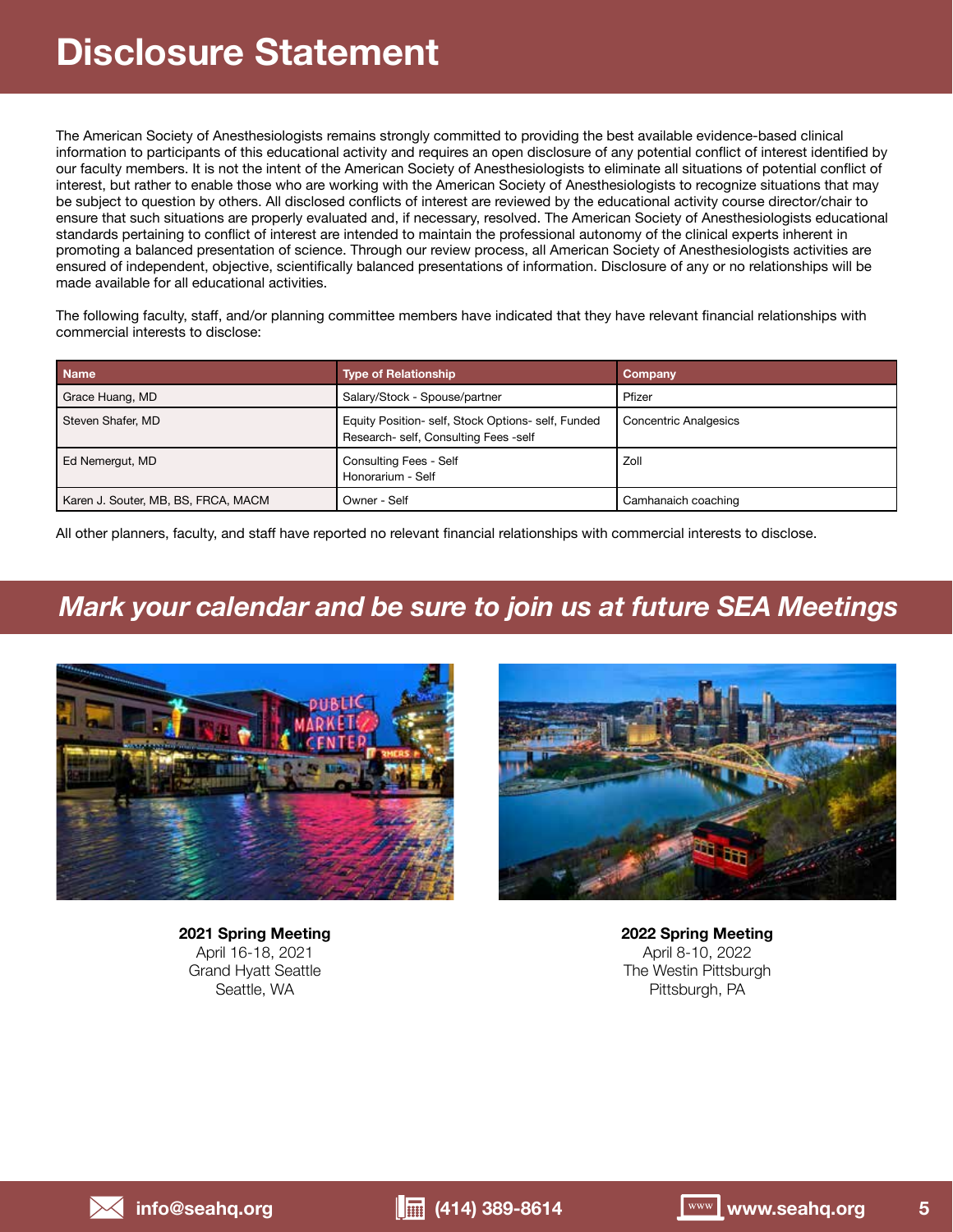# Disclosure Statement

The American Society of Anesthesiologists remains strongly committed to providing the best available evidence-based clinical information to participants of this educational activity and requires an open disclosure of any potential conflict of interest identified by our faculty members. It is not the intent of the American Society of Anesthesiologists to eliminate all situations of potential conflict of interest, but rather to enable those who are working with the American Society of Anesthesiologists to recognize situations that may be subject to question by others. All disclosed conflicts of interest are reviewed by the educational activity course director/chair to ensure that such situations are properly evaluated and, if necessary, resolved. The American Society of Anesthesiologists educational standards pertaining to conflict of interest are intended to maintain the professional autonomy of the clinical experts inherent in promoting a balanced presentation of science. Through our review process, all American Society of Anesthesiologists activities are ensured of independent, objective, scientifically balanced presentations of information. Disclosure of any or no relationships will be made available for all educational activities.

The following faculty, staff, and/or planning committee members have indicated that they have relevant financial relationships with commercial interests to disclose:

| Name | Type of Relationship | Company |
|---|---|---|
| Grace Huang, MD | Salary/Stock - Spouse/partner | Pfizer |
| Steven Shafer, MD | Equity Position- self, Stock Options- self, Funded Research- self, Consulting Fees -self | Concentric Analgesics |
| Ed Nemergut, MD | Consulting Fees - Self<br>Honorarium - Self | Zoll |
| Karen J. Souter, MB, BS, FRCA, MACM | Owner - Self | Camhanaich coaching |

All other planners, faculty, and staff have reported no relevant financial relationships with commercial interests to disclose.

## *Mark your calendar and be sure to join us at future SEA Meetings*

**2021 Spring Meeting**
April 16-18, 2021
Grand Hyatt Seattle
Seattle, WA

**2022 Spring Meeting**
April 8-10, 2022
The Westin Pittsburgh
Pittsburgh, PA

info@seahq.org | (414) 389-8614 | www.seahq.org